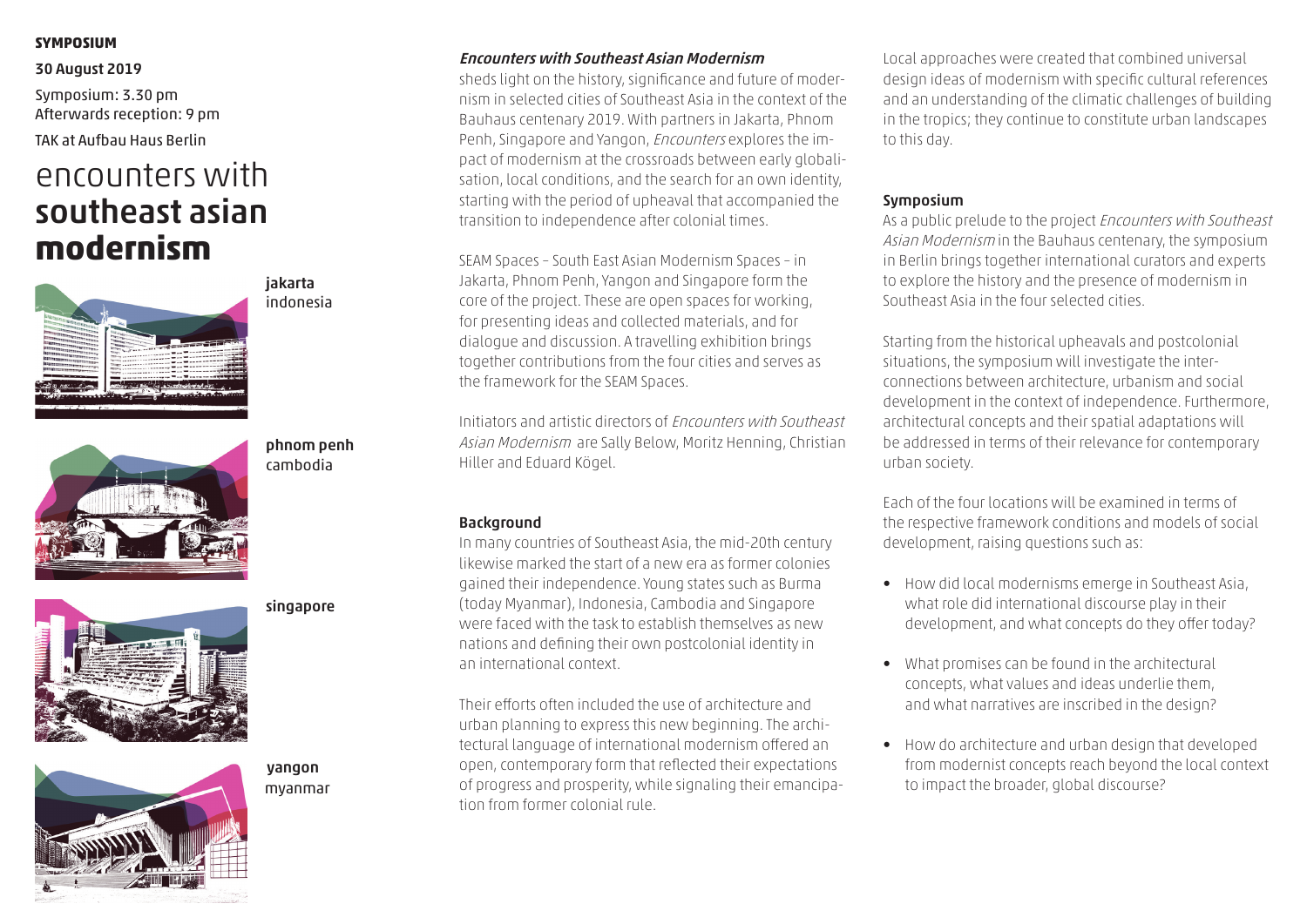**SYMPOSIUM**

30 August 2019

Symposium: 3.30 pm
Afterwards reception: 9 pm

TAK at Aufbau Haus Berlin

# encounters with **southeast asian modernism**

jakarta
indonesia

phnom penh
cambodia

singapore

yangon
myanmar

***Encounters with Southeast Asian Modernism*** sheds light on the history, significance and future of modernism in selected cities of Southeast Asia in the context of the Bauhaus centenary 2019. With partners in Jakarta, Phnom Penh, Singapore and Yangon, *Encounters* explores the impact of modernism at the crossroads between early globalisation, local conditions, and the search for an own identity, starting with the period of upheaval that accompanied the transition to independence after colonial times.

SEAM Spaces – South East Asian Modernism Spaces – in Jakarta, Phnom Penh, Yangon and Singapore form the core of the project. These are open spaces for working, for presenting ideas and collected materials, and for dialogue and discussion. A travelling exhibition brings together contributions from the four cities and serves as the framework for the SEAM Spaces.

Initiators and artistic directors of *Encounters with Southeast Asian Modernism* are Sally Below, Moritz Henning, Christian Hiller and Eduard Kögel.

## Background

In many countries of Southeast Asia, the mid-20th century likewise marked the start of a new era as former colonies gained their independence. Young states such as Burma (today Myanmar), Indonesia, Cambodia and Singapore were faced with the task to establish themselves as new nations and defining their own postcolonial identity in an international context.

Their efforts often included the use of architecture and urban planning to express this new beginning. The architectural language of international modernism offered an open, contemporary form that reflected their expectations of progress and prosperity, while signaling their emancipation from former colonial rule.

Local approaches were created that combined universal design ideas of modernism with specific cultural references and an understanding of the climatic challenges of building in the tropics; they continue to constitute urban landscapes to this day.

## Symposium

As a public prelude to the project *Encounters with Southeast Asian Modernism* in the Bauhaus centenary, the symposium in Berlin brings together international curators and experts to explore the history and the presence of modernism in Southeast Asia in the four selected cities.

Starting from the historical upheavals and postcolonial situations, the symposium will investigate the interconnections between architecture, urbanism and social development in the context of independence. Furthermore, architectural concepts and their spatial adaptations will be addressed in terms of their relevance for contemporary urban society.

Each of the four locations will be examined in terms of the respective framework conditions and models of social development, raising questions such as:

- How did local modernisms emerge in Southeast Asia, what role did international discourse play in their development, and what concepts do they offer today?
- What promises can be found in the architectural concepts, what values and ideas underlie them, and what narratives are inscribed in the design?
- How do architecture and urban design that developed from modernist concepts reach beyond the local context to impact the broader, global discourse?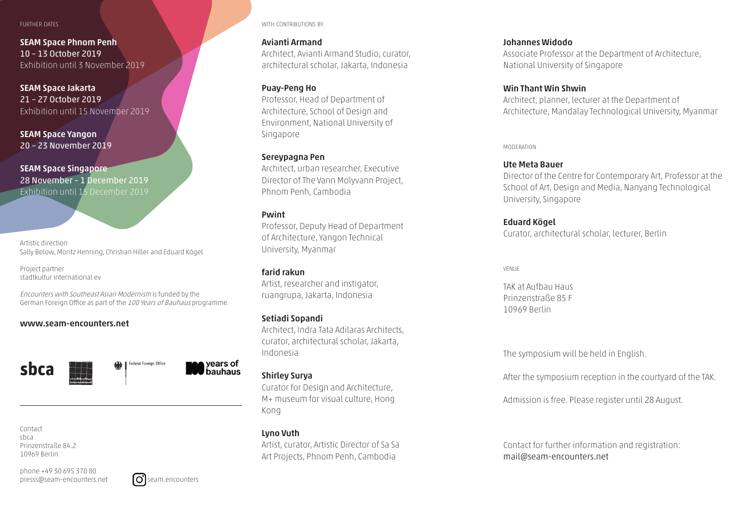FURTHER DATES

**SEAM Space Phnom Penh**
**10 – 13 October 2019**
Exhibition until 3 November 2019

**SEAM Space Jakarta**
**21 – 27 October 2019**
Exhibition until 15 November 2019

**SEAM Space Yangon**
**20 – 23 November 2019**

**SEAM Space Singapore**
**28 November – 1 December 2019**
Exhibition until 15 December 2019

Artistic direction
Sally Below, Moritz Henning, Christian Hiller and Eduard Kögel

Project partner
stadtkultur international ev

*Encounters with Southeast Asian Modernism* is funded by the German Foreign Office as part of the *100 Years of Bauhaus* programme.

**www.seam-encounters.net**

sbca

Federal Foreign Office

100 years of bauhaus

Contact
sbca
Prinzenstraße 84.2
10969 Berlin

phone +49 30 695 370 80
presss@seam-encounters.net

seam.encounters

WITH CONTRIBUTIONS BY

**Avianti Armand**
Architect, Avianti Armand Studio, curator, architectural scholar, Jakarta, Indonesia

**Puay-Peng Ho**
Professor, Head of Department of Architecture, School of Design and Environment, National University of Singapore

**Sereypagna Pen**
Architect, urban researcher, Executive Director of The Vann Molyvann Project, Phnom Penh, Cambodia

**Pwint**
Professor, Deputy Head of Department of Architecture, Yangon Technical University, Myanmar

**farid rakun**
Artist, researcher and instigator, ruangrupa, Jakarta, Indonesia

**Setiadi Sopandi**
Architect, Indra Tata Adilaras Architects, curator, architectural scholar, Jakarta, Indonesia

**Shirley Surya**
Curator for Design and Architecture, M+ museum for visual culture, Hong Kong

**Lyno Vuth**
Artist, curator, Artistic Director of Sa Sa Art Projects, Phnom Penh, Cambodia

**Johannes Widodo**
Associate Professor at the Department of Architecture, National University of Singapore

**Win Thant Win Shwin**
Architect, planner, lecturer at the Department of Architecture, Mandalay Technological University, Myanmar

MODERATION

**Ute Meta Bauer**
Director of the Centre for Contemporary Art, Professor at the School of Art, Design and Media, Nanyang Technological University, Singapore

**Eduard Kögel**
Curator, architectural scholar, lecturer, Berlin

VENUE

TAK at Aufbau Haus
Prinzenstraße 85 F
10969 Berlin

The symposium will be held in English.

After the symposium reception in the courtyard of the TAK.

Admission is free. Please register until 28 August.

Contact for further information and registration:
mail@seam-encounters.net